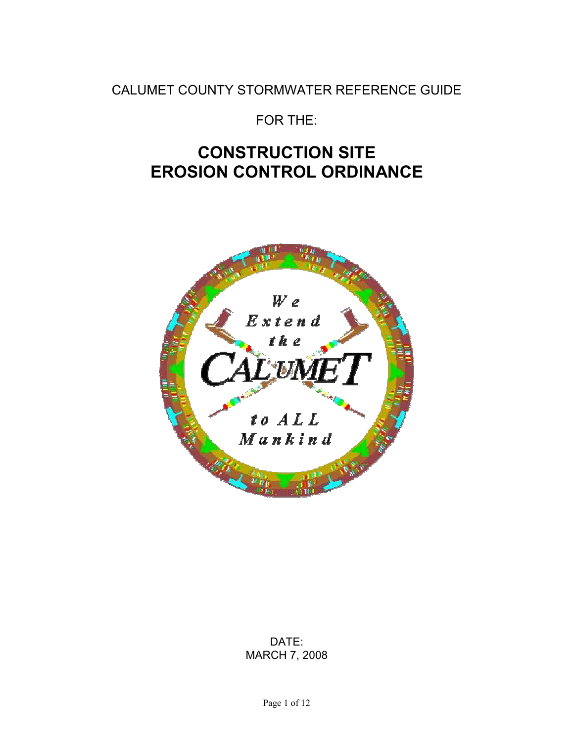CALUMET COUNTY STORMWATER REFERENCE GUIDE

FOR THE:

# CONSTRUCTION SITE EROSION CONTROL ORDINANCE

DATE:
MARCH 7, 2008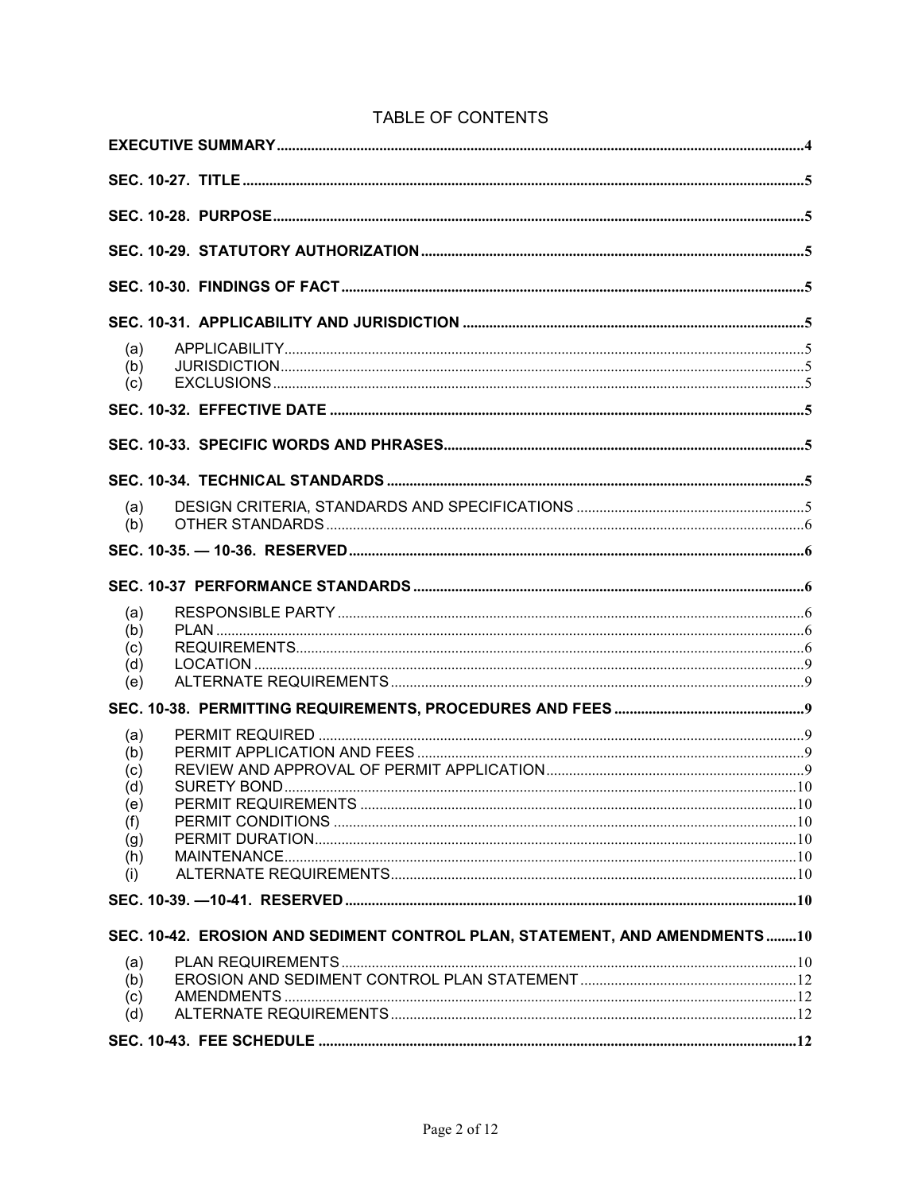# TABLE OF CONTENTS

**EXECUTIVE SUMMARY** .......... 4

**SEC. 10-27. TITLE** .......... 5

**SEC. 10-28. PURPOSE** .......... 5

**SEC. 10-29. STATUTORY AUTHORIZATION** .......... 5

**SEC. 10-30. FINDINGS OF FACT** .......... 5

**SEC. 10-31. APPLICABILITY AND JURISDICTION** .......... 5

- (a) APPLICABILITY .......... 5
- (b) JURISDICTION .......... 5
- (c) EXCLUSIONS .......... 5

**SEC. 10-32. EFFECTIVE DATE** .......... 5

**SEC. 10-33. SPECIFIC WORDS AND PHRASES** .......... 5

**SEC. 10-34. TECHNICAL STANDARDS** .......... 5

- (a) DESIGN CRITERIA, STANDARDS AND SPECIFICATIONS .......... 5
- (b) OTHER STANDARDS .......... 6

**SEC. 10-35. — 10-36. RESERVED** .......... 6

**SEC. 10-37 PERFORMANCE STANDARDS** .......... 6

- (a) RESPONSIBLE PARTY .......... 6
- (b) PLAN .......... 6
- (c) REQUIREMENTS .......... 6
- (d) LOCATION .......... 9
- (e) ALTERNATE REQUIREMENTS .......... 9

**SEC. 10-38. PERMITTING REQUIREMENTS, PROCEDURES AND FEES** .......... 9

- (a) PERMIT REQUIRED .......... 9
- (b) PERMIT APPLICATION AND FEES .......... 9
- (c) REVIEW AND APPROVAL OF PERMIT APPLICATION .......... 9
- (d) SURETY BOND .......... 10
- (e) PERMIT REQUIREMENTS .......... 10
- (f) PERMIT CONDITIONS .......... 10
- (g) PERMIT DURATION .......... 10
- (h) MAINTENANCE .......... 10
- (i) ALTERNATE REQUIREMENTS .......... 10

**SEC. 10-39. —10-41. RESERVED** .......... 10

**SEC. 10-42. EROSION AND SEDIMENT CONTROL PLAN, STATEMENT, AND AMENDMENTS** .......... 10

- (a) PLAN REQUIREMENTS .......... 10
- (b) EROSION AND SEDIMENT CONTROL PLAN STATEMENT .......... 12
- (c) AMENDMENTS .......... 12
- (d) ALTERNATE REQUIREMENTS .......... 12

**SEC. 10-43. FEE SCHEDULE** .......... 12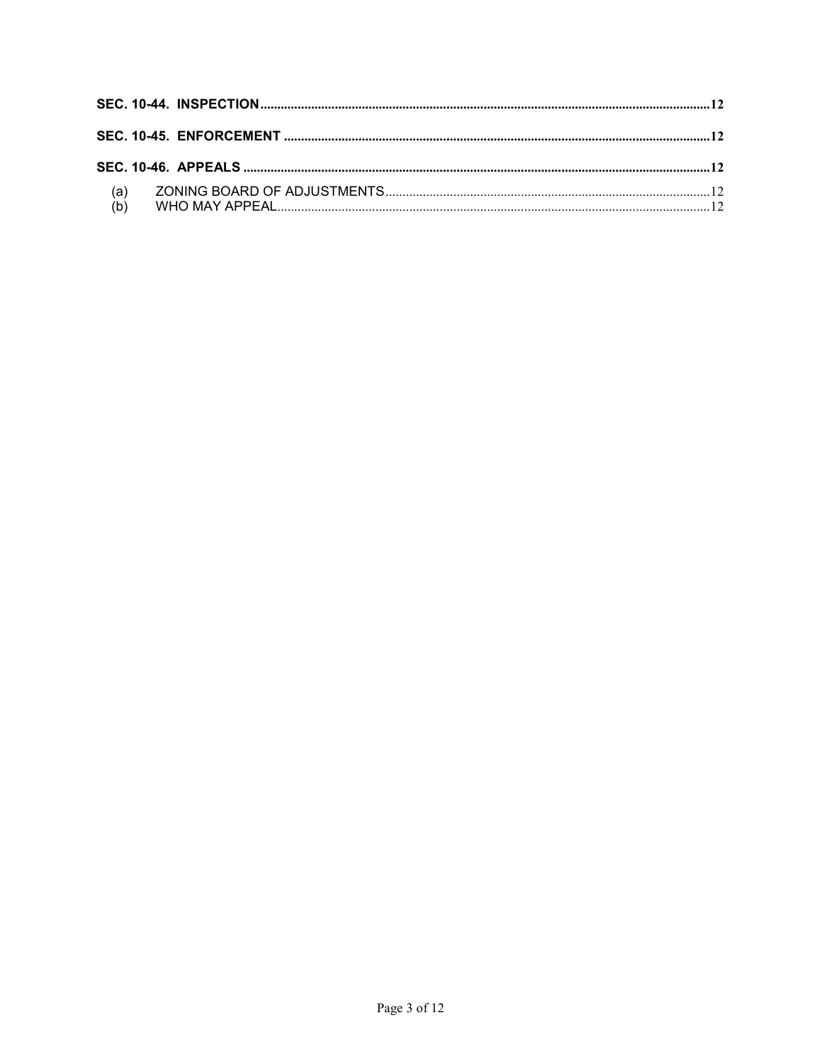**SEC. 10-44. INSPECTION** ........................................................................................................................... 12

**SEC. 10-45. ENFORCEMENT** ........................................................................................................................ 12

**SEC. 10-46. APPEALS** ................................................................................................................................ 12

(a) ZONING BOARD OF ADJUSTMENTS ........................................................................................ 12
(b) WHO MAY APPEAL ................................................................................................................ 12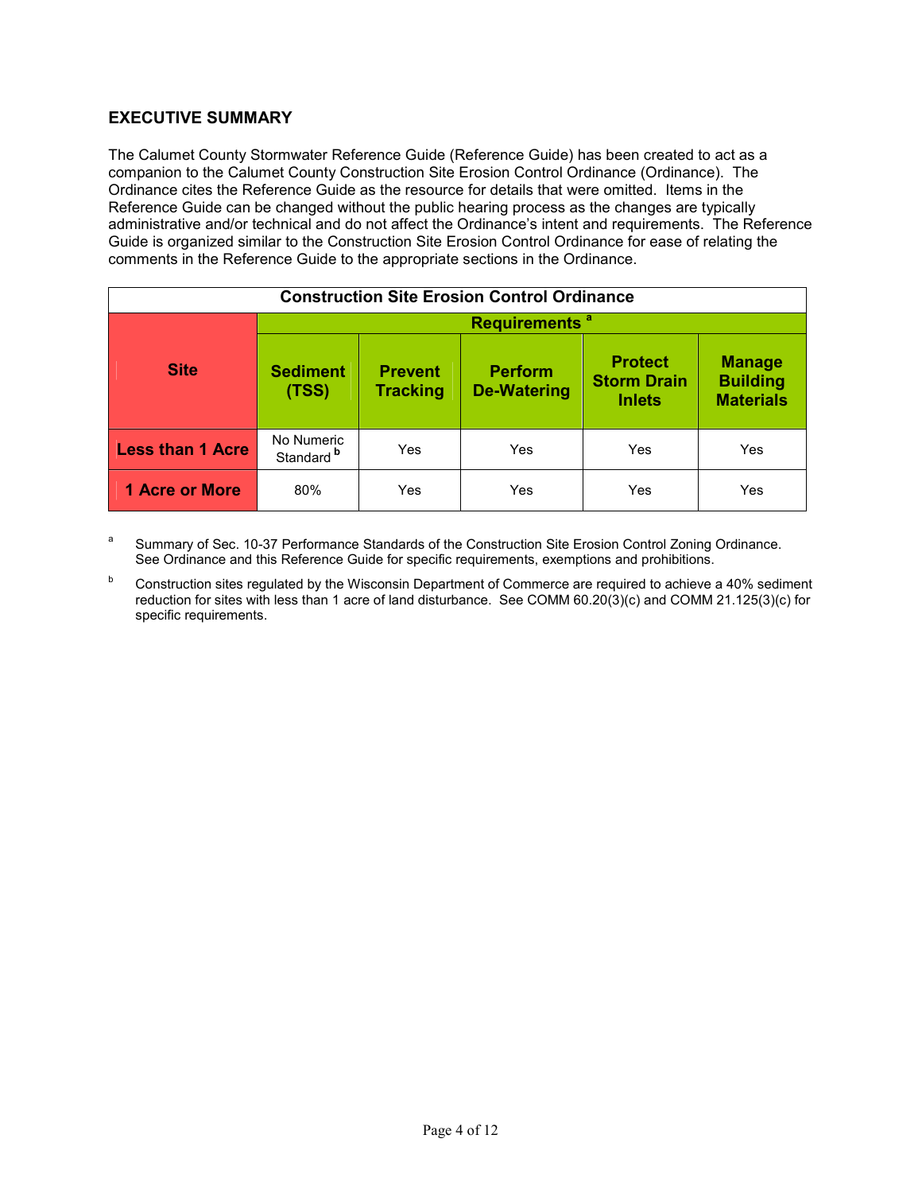## EXECUTIVE SUMMARY

The Calumet County Stormwater Reference Guide (Reference Guide) has been created to act as a companion to the Calumet County Construction Site Erosion Control Ordinance (Ordinance). The Ordinance cites the Reference Guide as the resource for details that were omitted. Items in the Reference Guide can be changed without the public hearing process as the changes are typically administrative and/or technical and do not affect the Ordinance's intent and requirements. The Reference Guide is organized similar to the Construction Site Erosion Control Ordinance for ease of relating the comments in the Reference Guide to the appropriate sections in the Ordinance.

**Construction Site Erosion Control Ordinance**

| Site | Requirements [a] | | | | |
|---|---|---|---|---|---|
| | **Sediment (TSS)** | **Prevent Tracking** | **Perform De-Watering** | **Protect Storm Drain Inlets** | **Manage Building Materials** |
| **Less than 1 Acre** | No Numeric Standard [b] | Yes | Yes | Yes | Yes |
| **1 Acre or More** | 80% | Yes | Yes | Yes | Yes |

[a] Summary of Sec. 10-37 Performance Standards of the Construction Site Erosion Control Zoning Ordinance. See Ordinance and this Reference Guide for specific requirements, exemptions and prohibitions.

[b] Construction sites regulated by the Wisconsin Department of Commerce are required to achieve a 40% sediment reduction for sites with less than 1 acre of land disturbance. See COMM 60.20(3)(c) and COMM 21.125(3)(c) for specific requirements.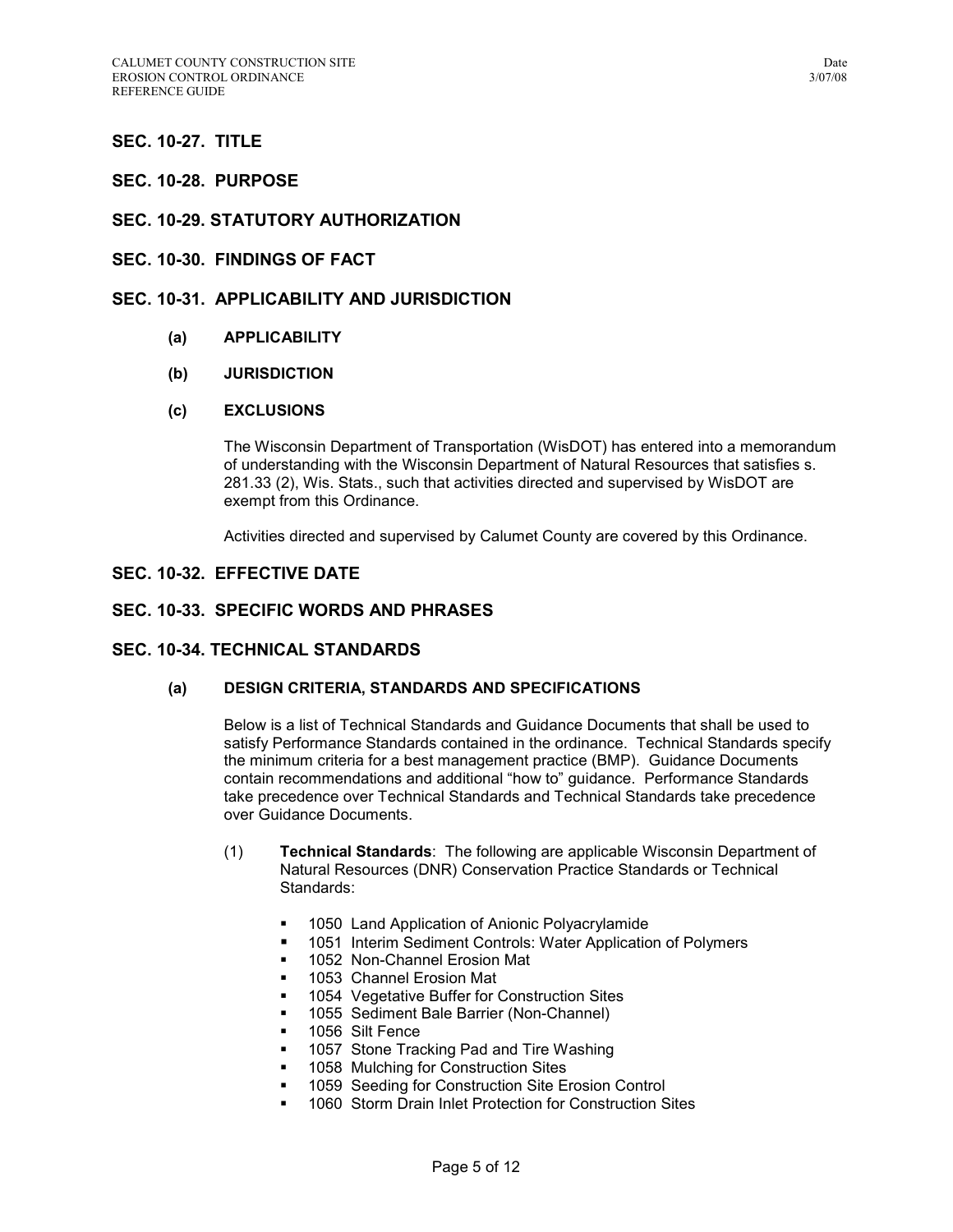## SEC. 10-27. TITLE

## SEC. 10-28. PURPOSE

## SEC. 10-29. STATUTORY AUTHORIZATION

## SEC. 10-30. FINDINGS OF FACT

## SEC. 10-31. APPLICABILITY AND JURISDICTION

### (a) APPLICABILITY

### (b) JURISDICTION

### (c) EXCLUSIONS

The Wisconsin Department of Transportation (WisDOT) has entered into a memorandum of understanding with the Wisconsin Department of Natural Resources that satisfies s. 281.33 (2), Wis. Stats., such that activities directed and supervised by WisDOT are exempt from this Ordinance.

Activities directed and supervised by Calumet County are covered by this Ordinance.

## SEC. 10-32. EFFECTIVE DATE

## SEC. 10-33. SPECIFIC WORDS AND PHRASES

## SEC. 10-34. TECHNICAL STANDARDS

### (a) DESIGN CRITERIA, STANDARDS AND SPECIFICATIONS

Below is a list of Technical Standards and Guidance Documents that shall be used to satisfy Performance Standards contained in the ordinance. Technical Standards specify the minimum criteria for a best management practice (BMP). Guidance Documents contain recommendations and additional "how to" guidance. Performance Standards take precedence over Technical Standards and Technical Standards take precedence over Guidance Documents.

(1) **Technical Standards**: The following are applicable Wisconsin Department of Natural Resources (DNR) Conservation Practice Standards or Technical Standards:

- 1050 Land Application of Anionic Polyacrylamide
- 1051 Interim Sediment Controls: Water Application of Polymers
- 1052 Non-Channel Erosion Mat
- 1053 Channel Erosion Mat
- 1054 Vegetative Buffer for Construction Sites
- 1055 Sediment Bale Barrier (Non-Channel)
- 1056 Silt Fence
- 1057 Stone Tracking Pad and Tire Washing
- 1058 Mulching for Construction Sites
- 1059 Seeding for Construction Site Erosion Control
- 1060 Storm Drain Inlet Protection for Construction Sites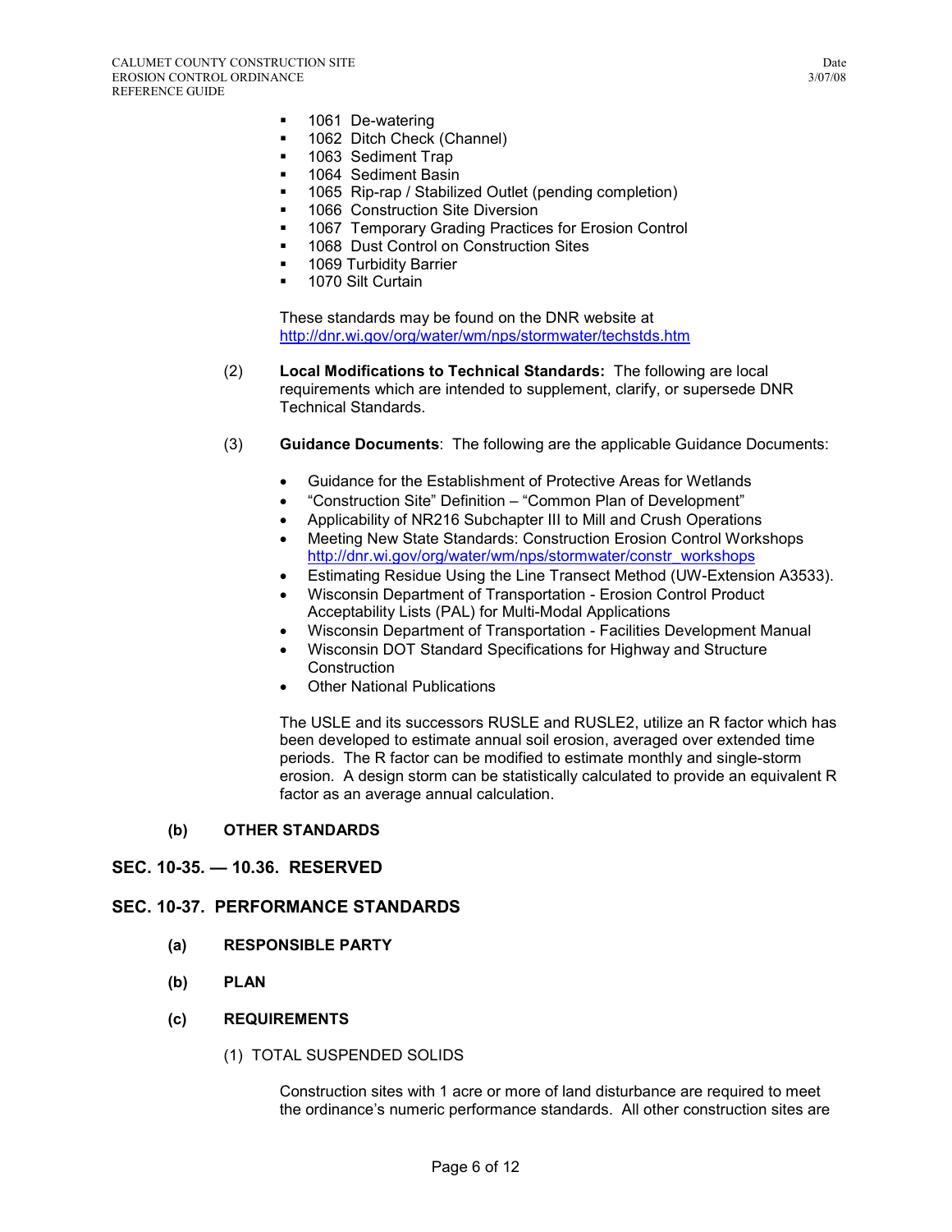- 1061 De-watering
- 1062 Ditch Check (Channel)
- 1063 Sediment Trap
- 1064 Sediment Basin
- 1065 Rip-rap / Stabilized Outlet (pending completion)
- 1066 Construction Site Diversion
- 1067 Temporary Grading Practices for Erosion Control
- 1068 Dust Control on Construction Sites
- 1069 Turbidity Barrier
- 1070 Silt Curtain

These standards may be found on the DNR website at http://dnr.wi.gov/org/water/wm/nps/stormwater/techstds.htm

(2) **Local Modifications to Technical Standards:** The following are local requirements which are intended to supplement, clarify, or supersede DNR Technical Standards.

(3) **Guidance Documents**: The following are the applicable Guidance Documents:

- Guidance for the Establishment of Protective Areas for Wetlands
- "Construction Site" Definition – "Common Plan of Development"
- Applicability of NR216 Subchapter III to Mill and Crush Operations
- Meeting New State Standards: Construction Erosion Control Workshops http://dnr.wi.gov/org/water/wm/nps/stormwater/constr_workshops
- Estimating Residue Using the Line Transect Method (UW-Extension A3533).
- Wisconsin Department of Transportation - Erosion Control Product Acceptability Lists (PAL) for Multi-Modal Applications
- Wisconsin Department of Transportation - Facilities Development Manual
- Wisconsin DOT Standard Specifications for Highway and Structure Construction
- Other National Publications

The USLE and its successors RUSLE and RUSLE2, utilize an R factor which has been developed to estimate annual soil erosion, averaged over extended time periods. The R factor can be modified to estimate monthly and single-storm erosion. A design storm can be statistically calculated to provide an equivalent R factor as an average annual calculation.

**(b) OTHER STANDARDS**

## SEC. 10-35. — 10.36. RESERVED

## SEC. 10-37. PERFORMANCE STANDARDS

**(a) RESPONSIBLE PARTY**

**(b) PLAN**

**(c) REQUIREMENTS**

(1) TOTAL SUSPENDED SOLIDS

Construction sites with 1 acre or more of land disturbance are required to meet the ordinance's numeric performance standards. All other construction sites are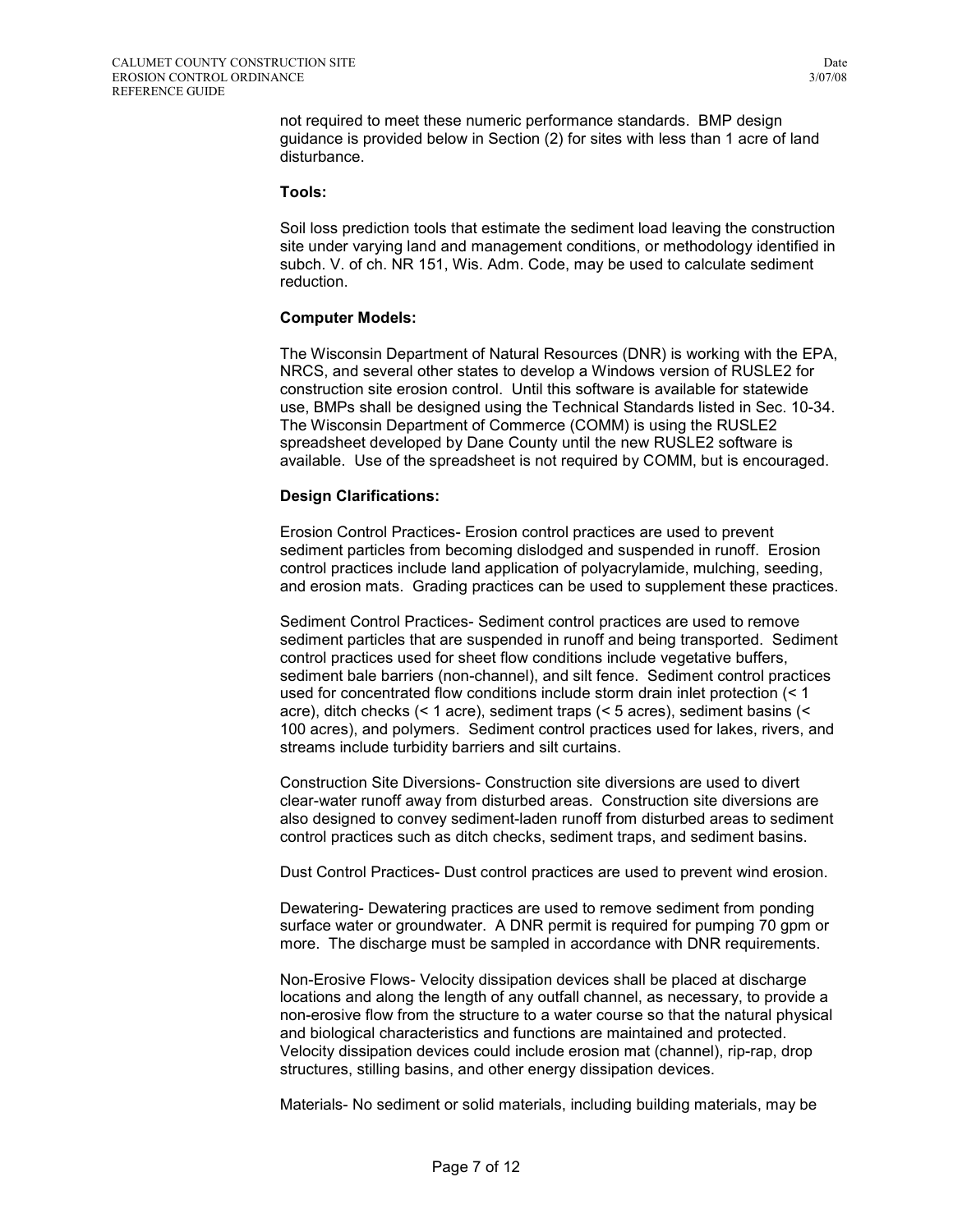not required to meet these numeric performance standards. BMP design guidance is provided below in Section (2) for sites with less than 1 acre of land disturbance.

**Tools:**

Soil loss prediction tools that estimate the sediment load leaving the construction site under varying land and management conditions, or methodology identified in subch. V. of ch. NR 151, Wis. Adm. Code, may be used to calculate sediment reduction.

**Computer Models:**

The Wisconsin Department of Natural Resources (DNR) is working with the EPA, NRCS, and several other states to develop a Windows version of RUSLE2 for construction site erosion control. Until this software is available for statewide use, BMPs shall be designed using the Technical Standards listed in Sec. 10-34. The Wisconsin Department of Commerce (COMM) is using the RUSLE2 spreadsheet developed by Dane County until the new RUSLE2 software is available. Use of the spreadsheet is not required by COMM, but is encouraged.

**Design Clarifications:**

Erosion Control Practices- Erosion control practices are used to prevent sediment particles from becoming dislodged and suspended in runoff. Erosion control practices include land application of polyacrylamide, mulching, seeding, and erosion mats. Grading practices can be used to supplement these practices.

Sediment Control Practices- Sediment control practices are used to remove sediment particles that are suspended in runoff and being transported. Sediment control practices used for sheet flow conditions include vegetative buffers, sediment bale barriers (non-channel), and silt fence. Sediment control practices used for concentrated flow conditions include storm drain inlet protection (< 1 acre), ditch checks (< 1 acre), sediment traps (< 5 acres), sediment basins (< 100 acres), and polymers. Sediment control practices used for lakes, rivers, and streams include turbidity barriers and silt curtains.

Construction Site Diversions- Construction site diversions are used to divert clear-water runoff away from disturbed areas. Construction site diversions are also designed to convey sediment-laden runoff from disturbed areas to sediment control practices such as ditch checks, sediment traps, and sediment basins.

Dust Control Practices- Dust control practices are used to prevent wind erosion.

Dewatering- Dewatering practices are used to remove sediment from ponding surface water or groundwater. A DNR permit is required for pumping 70 gpm or more. The discharge must be sampled in accordance with DNR requirements.

Non-Erosive Flows- Velocity dissipation devices shall be placed at discharge locations and along the length of any outfall channel, as necessary, to provide a non-erosive flow from the structure to a water course so that the natural physical and biological characteristics and functions are maintained and protected. Velocity dissipation devices could include erosion mat (channel), rip-rap, drop structures, stilling basins, and other energy dissipation devices.

Materials- No sediment or solid materials, including building materials, may be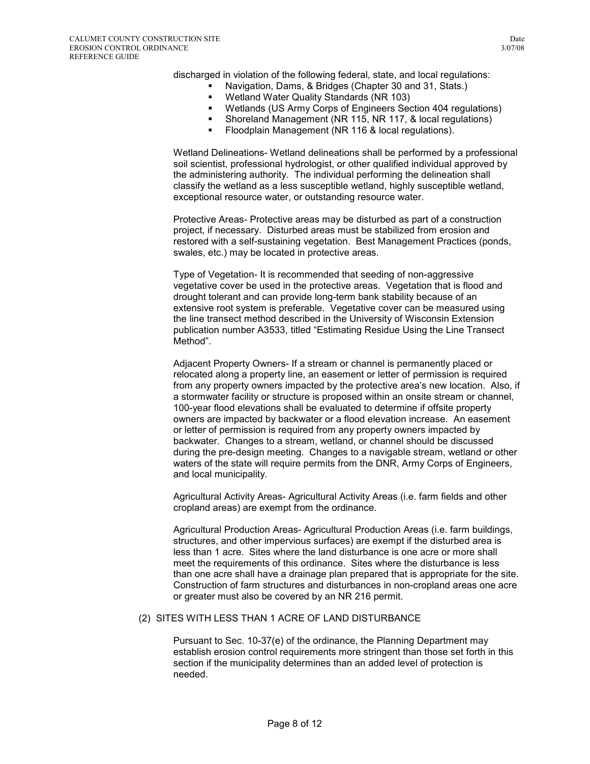discharged in violation of the following federal, state, and local regulations:

- Navigation, Dams, & Bridges (Chapter 30 and 31, Stats.)
- Wetland Water Quality Standards (NR 103)
- Wetlands (US Army Corps of Engineers Section 404 regulations)
- Shoreland Management (NR 115, NR 117, & local regulations)
- Floodplain Management (NR 116 & local regulations).

Wetland Delineations- Wetland delineations shall be performed by a professional soil scientist, professional hydrologist, or other qualified individual approved by the administering authority. The individual performing the delineation shall classify the wetland as a less susceptible wetland, highly susceptible wetland, exceptional resource water, or outstanding resource water.

Protective Areas- Protective areas may be disturbed as part of a construction project, if necessary. Disturbed areas must be stabilized from erosion and restored with a self-sustaining vegetation. Best Management Practices (ponds, swales, etc.) may be located in protective areas.

Type of Vegetation- It is recommended that seeding of non-aggressive vegetative cover be used in the protective areas. Vegetation that is flood and drought tolerant and can provide long-term bank stability because of an extensive root system is preferable. Vegetative cover can be measured using the line transect method described in the University of Wisconsin Extension publication number A3533, titled "Estimating Residue Using the Line Transect Method".

Adjacent Property Owners- If a stream or channel is permanently placed or relocated along a property line, an easement or letter of permission is required from any property owners impacted by the protective area's new location. Also, if a stormwater facility or structure is proposed within an onsite stream or channel, 100-year flood elevations shall be evaluated to determine if offsite property owners are impacted by backwater or a flood elevation increase. An easement or letter of permission is required from any property owners impacted by backwater. Changes to a stream, wetland, or channel should be discussed during the pre-design meeting. Changes to a navigable stream, wetland or other waters of the state will require permits from the DNR, Army Corps of Engineers, and local municipality.

Agricultural Activity Areas- Agricultural Activity Areas (i.e. farm fields and other cropland areas) are exempt from the ordinance.

Agricultural Production Areas- Agricultural Production Areas (i.e. farm buildings, structures, and other impervious surfaces) are exempt if the disturbed area is less than 1 acre. Sites where the land disturbance is one acre or more shall meet the requirements of this ordinance. Sites where the disturbance is less than one acre shall have a drainage plan prepared that is appropriate for the site. Construction of farm structures and disturbances in non-cropland areas one acre or greater must also be covered by an NR 216 permit.

## (2) SITES WITH LESS THAN 1 ACRE OF LAND DISTURBANCE

Pursuant to Sec. 10-37(e) of the ordinance, the Planning Department may establish erosion control requirements more stringent than those set forth in this section if the municipality determines than an added level of protection is needed.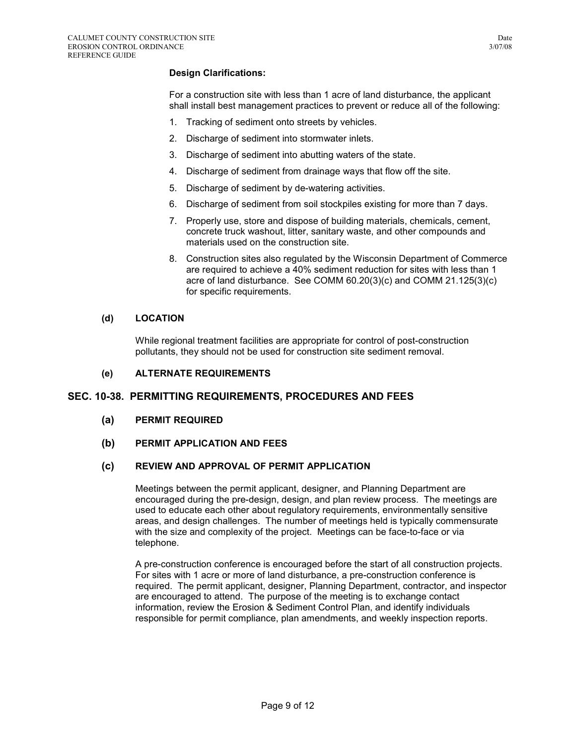**Design Clarifications:**

For a construction site with less than 1 acre of land disturbance, the applicant shall install best management practices to prevent or reduce all of the following:

1. Tracking of sediment onto streets by vehicles.
2. Discharge of sediment into stormwater inlets.
3. Discharge of sediment into abutting waters of the state.
4. Discharge of sediment from drainage ways that flow off the site.
5. Discharge of sediment by de-watering activities.
6. Discharge of sediment from soil stockpiles existing for more than 7 days.
7. Properly use, store and dispose of building materials, chemicals, cement, concrete truck washout, litter, sanitary waste, and other compounds and materials used on the construction site.
8. Construction sites also regulated by the Wisconsin Department of Commerce are required to achieve a 40% sediment reduction for sites with less than 1 acre of land disturbance. See COMM 60.20(3)(c) and COMM 21.125(3)(c) for specific requirements.

### (d) LOCATION

While regional treatment facilities are appropriate for control of post-construction pollutants, they should not be used for construction site sediment removal.

### (e) ALTERNATE REQUIREMENTS

## SEC. 10-38. PERMITTING REQUIREMENTS, PROCEDURES AND FEES

### (a) PERMIT REQUIRED

### (b) PERMIT APPLICATION AND FEES

### (c) REVIEW AND APPROVAL OF PERMIT APPLICATION

Meetings between the permit applicant, designer, and Planning Department are encouraged during the pre-design, design, and plan review process. The meetings are used to educate each other about regulatory requirements, environmentally sensitive areas, and design challenges. The number of meetings held is typically commensurate with the size and complexity of the project. Meetings can be face-to-face or via telephone.

A pre-construction conference is encouraged before the start of all construction projects. For sites with 1 acre or more of land disturbance, a pre-construction conference is required. The permit applicant, designer, Planning Department, contractor, and inspector are encouraged to attend. The purpose of the meeting is to exchange contact information, review the Erosion & Sediment Control Plan, and identify individuals responsible for permit compliance, plan amendments, and weekly inspection reports.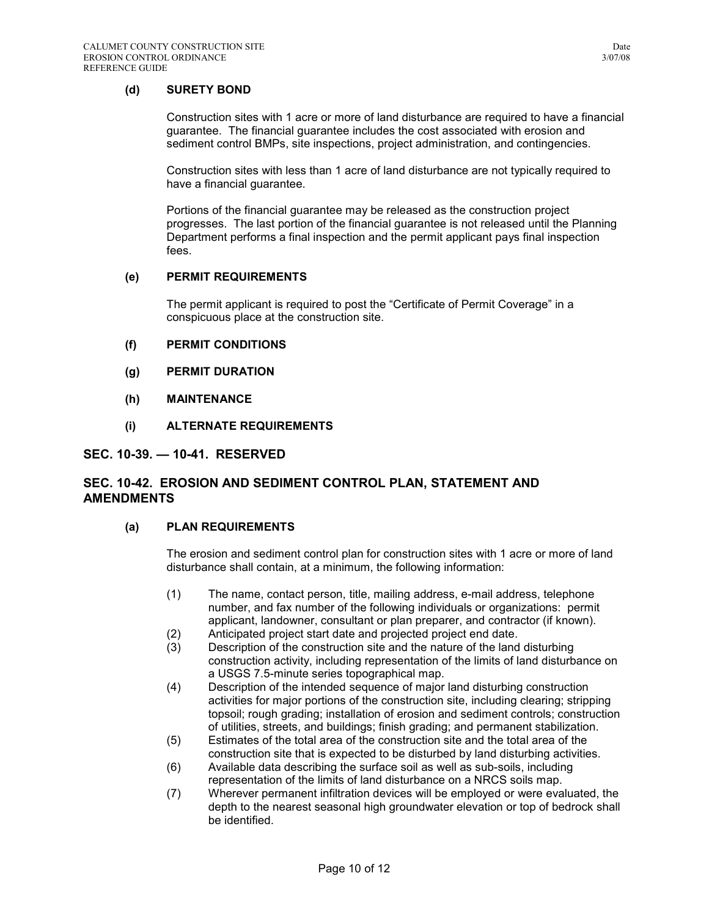**(d) SURETY BOND**

Construction sites with 1 acre or more of land disturbance are required to have a financial guarantee. The financial guarantee includes the cost associated with erosion and sediment control BMPs, site inspections, project administration, and contingencies.

Construction sites with less than 1 acre of land disturbance are not typically required to have a financial guarantee.

Portions of the financial guarantee may be released as the construction project progresses. The last portion of the financial guarantee is not released until the Planning Department performs a final inspection and the permit applicant pays final inspection fees.

**(e) PERMIT REQUIREMENTS**

The permit applicant is required to post the "Certificate of Permit Coverage" in a conspicuous place at the construction site.

**(f) PERMIT CONDITIONS**

**(g) PERMIT DURATION**

**(h) MAINTENANCE**

**(i) ALTERNATE REQUIREMENTS**

## SEC. 10-39. — 10-41. RESERVED

## SEC. 10-42. EROSION AND SEDIMENT CONTROL PLAN, STATEMENT AND AMENDMENTS

**(a) PLAN REQUIREMENTS**

The erosion and sediment control plan for construction sites with 1 acre or more of land disturbance shall contain, at a minimum, the following information:

(1) The name, contact person, title, mailing address, e-mail address, telephone number, and fax number of the following individuals or organizations: permit applicant, landowner, consultant or plan preparer, and contractor (if known).

(2) Anticipated project start date and projected project end date.

(3) Description of the construction site and the nature of the land disturbing construction activity, including representation of the limits of land disturbance on a USGS 7.5-minute series topographical map.

(4) Description of the intended sequence of major land disturbing construction activities for major portions of the construction site, including clearing; stripping topsoil; rough grading; installation of erosion and sediment controls; construction of utilities, streets, and buildings; finish grading; and permanent stabilization.

(5) Estimates of the total area of the construction site and the total area of the construction site that is expected to be disturbed by land disturbing activities.

(6) Available data describing the surface soil as well as sub-soils, including representation of the limits of land disturbance on a NRCS soils map.

(7) Wherever permanent infiltration devices will be employed or were evaluated, the depth to the nearest seasonal high groundwater elevation or top of bedrock shall be identified.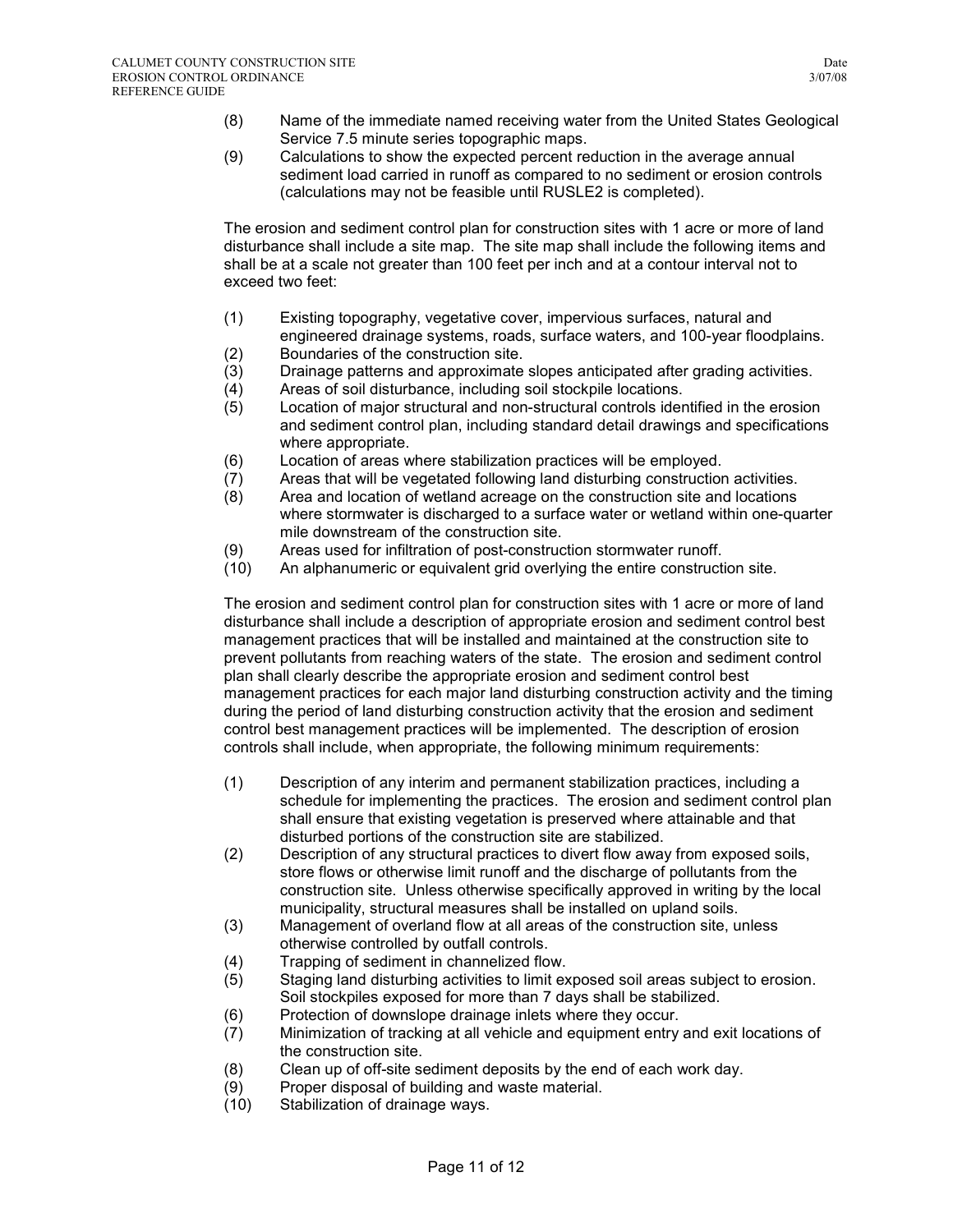(8) Name of the immediate named receiving water from the United States Geological Service 7.5 minute series topographic maps.

(9) Calculations to show the expected percent reduction in the average annual sediment load carried in runoff as compared to no sediment or erosion controls (calculations may not be feasible until RUSLE2 is completed).

The erosion and sediment control plan for construction sites with 1 acre or more of land disturbance shall include a site map. The site map shall include the following items and shall be at a scale not greater than 100 feet per inch and at a contour interval not to exceed two feet:

(1) Existing topography, vegetative cover, impervious surfaces, natural and engineered drainage systems, roads, surface waters, and 100-year floodplains.

(2) Boundaries of the construction site.

(3) Drainage patterns and approximate slopes anticipated after grading activities.

(4) Areas of soil disturbance, including soil stockpile locations.

(5) Location of major structural and non-structural controls identified in the erosion and sediment control plan, including standard detail drawings and specifications where appropriate.

(6) Location of areas where stabilization practices will be employed.

(7) Areas that will be vegetated following land disturbing construction activities.

(8) Area and location of wetland acreage on the construction site and locations where stormwater is discharged to a surface water or wetland within one-quarter mile downstream of the construction site.

(9) Areas used for infiltration of post-construction stormwater runoff.

(10) An alphanumeric or equivalent grid overlying the entire construction site.

The erosion and sediment control plan for construction sites with 1 acre or more of land disturbance shall include a description of appropriate erosion and sediment control best management practices that will be installed and maintained at the construction site to prevent pollutants from reaching waters of the state. The erosion and sediment control plan shall clearly describe the appropriate erosion and sediment control best management practices for each major land disturbing construction activity and the timing during the period of land disturbing construction activity that the erosion and sediment control best management practices will be implemented. The description of erosion controls shall include, when appropriate, the following minimum requirements:

(1) Description of any interim and permanent stabilization practices, including a schedule for implementing the practices. The erosion and sediment control plan shall ensure that existing vegetation is preserved where attainable and that disturbed portions of the construction site are stabilized.

(2) Description of any structural practices to divert flow away from exposed soils, store flows or otherwise limit runoff and the discharge of pollutants from the construction site. Unless otherwise specifically approved in writing by the local municipality, structural measures shall be installed on upland soils.

(3) Management of overland flow at all areas of the construction site, unless otherwise controlled by outfall controls.

(4) Trapping of sediment in channelized flow.

(5) Staging land disturbing activities to limit exposed soil areas subject to erosion. Soil stockpiles exposed for more than 7 days shall be stabilized.

(6) Protection of downslope drainage inlets where they occur.

(7) Minimization of tracking at all vehicle and equipment entry and exit locations of the construction site.

(8) Clean up of off-site sediment deposits by the end of each work day.

(9) Proper disposal of building and waste material.

(10) Stabilization of drainage ways.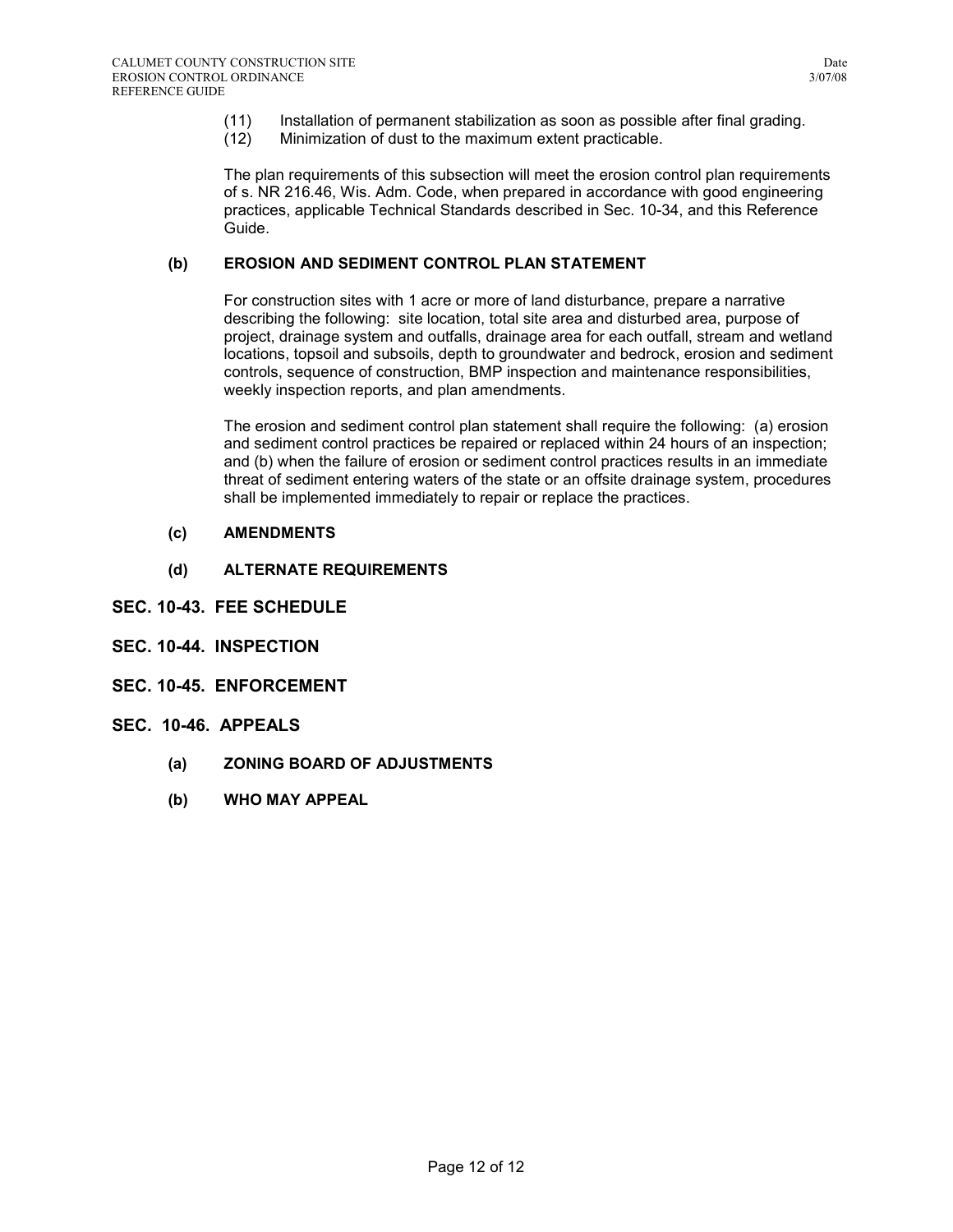(11) Installation of permanent stabilization as soon as possible after final grading.

(12) Minimization of dust to the maximum extent practicable.

The plan requirements of this subsection will meet the erosion control plan requirements of s. NR 216.46, Wis. Adm. Code, when prepared in accordance with good engineering practices, applicable Technical Standards described in Sec. 10-34, and this Reference Guide.

### (b) EROSION AND SEDIMENT CONTROL PLAN STATEMENT

For construction sites with 1 acre or more of land disturbance, prepare a narrative describing the following: site location, total site area and disturbed area, purpose of project, drainage system and outfalls, drainage area for each outfall, stream and wetland locations, topsoil and subsoils, depth to groundwater and bedrock, erosion and sediment controls, sequence of construction, BMP inspection and maintenance responsibilities, weekly inspection reports, and plan amendments.

The erosion and sediment control plan statement shall require the following: (a) erosion and sediment control practices be repaired or replaced within 24 hours of an inspection; and (b) when the failure of erosion or sediment control practices results in an immediate threat of sediment entering waters of the state or an offsite drainage system, procedures shall be implemented immediately to repair or replace the practices.

### (c) AMENDMENTS

### (d) ALTERNATE REQUIREMENTS

## SEC. 10-43. FEE SCHEDULE

## SEC. 10-44. INSPECTION

## SEC. 10-45. ENFORCEMENT

## SEC. 10-46. APPEALS

### (a) ZONING BOARD OF ADJUSTMENTS

### (b) WHO MAY APPEAL